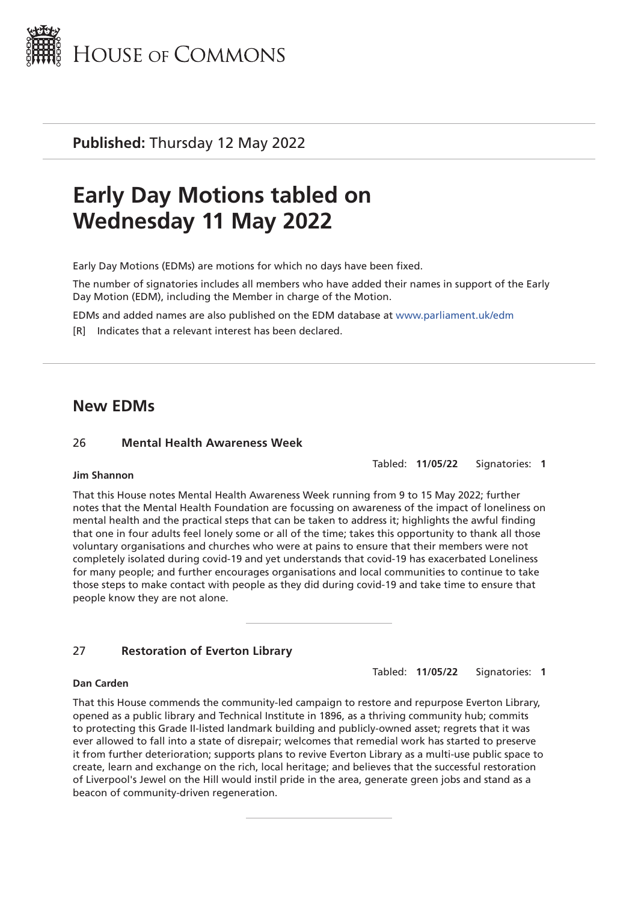HOUSE OF COMMONS

**Published:** Thursday 12 May 2022

# Early Day Motions tabled on Wednesday 11 May 2022

Early Day Motions (EDMs) are motions for which no days have been fixed.

The number of signatories includes all members who have added their names in support of the Early Day Motion (EDM), including the Member in charge of the Motion.

EDMs and added names are also published on the EDM database at www.parliament.uk/edm

[R] Indicates that a relevant interest has been declared.

## New EDMs

### 26 Mental Health Awareness Week

Tabled: **11/05/22** Signatories: **1**

**Jim Shannon**

That this House notes Mental Health Awareness Week running from 9 to 15 May 2022; further notes that the Mental Health Foundation are focussing on awareness of the impact of loneliness on mental health and the practical steps that can be taken to address it; highlights the awful finding that one in four adults feel lonely some or all of the time; takes this opportunity to thank all those voluntary organisations and churches who were at pains to ensure that their members were not completely isolated during covid-19 and yet understands that covid-19 has exacerbated Loneliness for many people; and further encourages organisations and local communities to continue to take those steps to make contact with people as they did during covid-19 and take time to ensure that people know they are not alone.

---

### 27 Restoration of Everton Library

Tabled: **11/05/22** Signatories: **1**

**Dan Carden**

That this House commends the community-led campaign to restore and repurpose Everton Library, opened as a public library and Technical Institute in 1896, as a thriving community hub; commits to protecting this Grade II-listed landmark building and publicly-owned asset; regrets that it was ever allowed to fall into a state of disrepair; welcomes that remedial work has started to preserve it from further deterioration; supports plans to revive Everton Library as a multi-use public space to create, learn and exchange on the rich, local heritage; and believes that the successful restoration of Liverpool's Jewel on the Hill would instil pride in the area, generate green jobs and stand as a beacon of community-driven regeneration.

---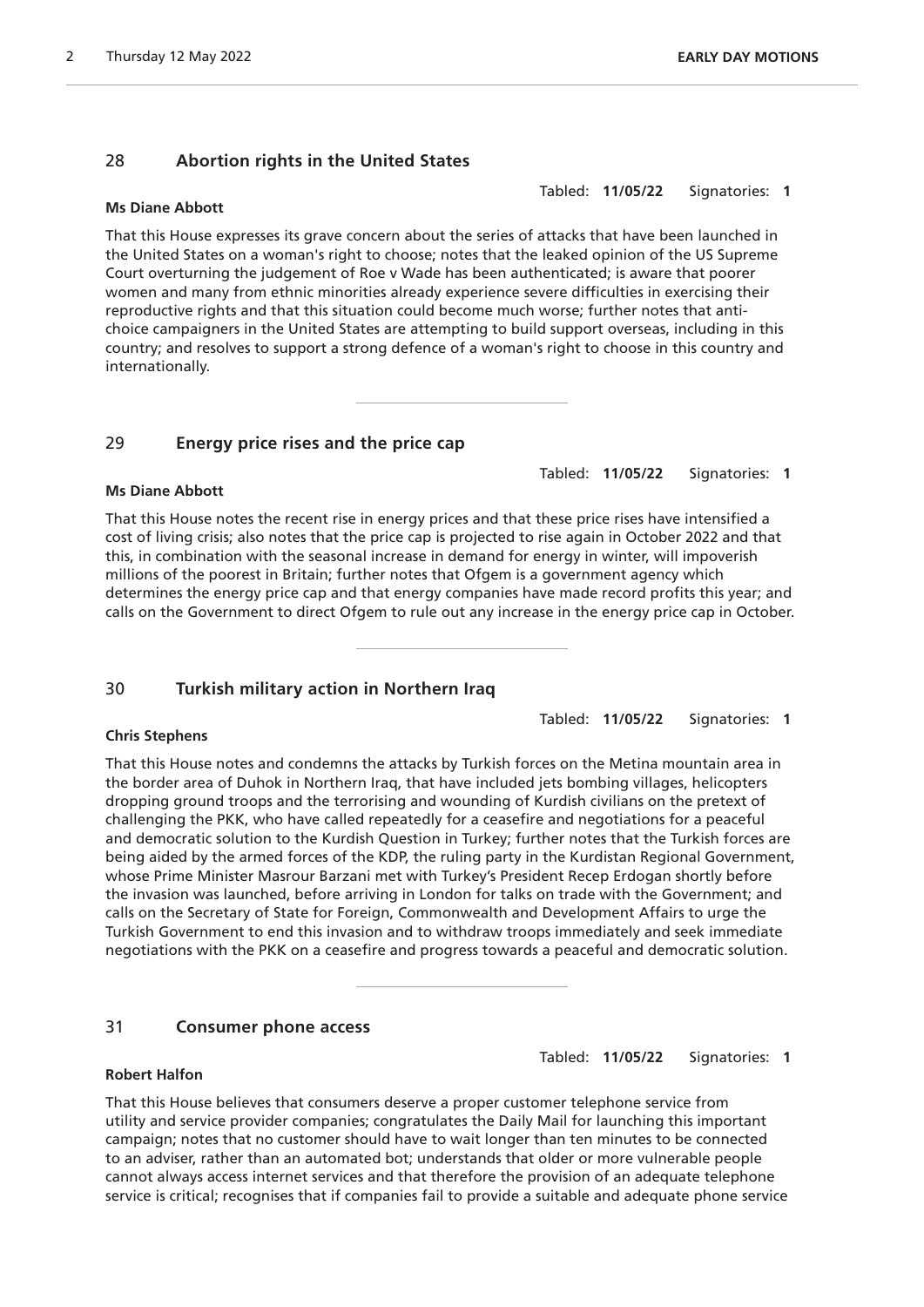## 28 Abortion rights in the United States

Tabled: **11/05/22** Signatories: **1**

**Ms Diane Abbott**

That this House expresses its grave concern about the series of attacks that have been launched in the United States on a woman's right to choose; notes that the leaked opinion of the US Supreme Court overturning the judgement of Roe v Wade has been authenticated; is aware that poorer women and many from ethnic minorities already experience severe difficulties in exercising their reproductive rights and that this situation could become much worse; further notes that anti-choice campaigners in the United States are attempting to build support overseas, including in this country; and resolves to support a strong defence of a woman's right to choose in this country and internationally.

---

## 29 Energy price rises and the price cap

Tabled: **11/05/22** Signatories: **1**

**Ms Diane Abbott**

That this House notes the recent rise in energy prices and that these price rises have intensified a cost of living crisis; also notes that the price cap is projected to rise again in October 2022 and that this, in combination with the seasonal increase in demand for energy in winter, will impoverish millions of the poorest in Britain; further notes that Ofgem is a government agency which determines the energy price cap and that energy companies have made record profits this year; and calls on the Government to direct Ofgem to rule out any increase in the energy price cap in October.

---

## 30 Turkish military action in Northern Iraq

Tabled: **11/05/22** Signatories: **1**

**Chris Stephens**

That this House notes and condemns the attacks by Turkish forces on the Metina mountain area in the border area of Duhok in Northern Iraq, that have included jets bombing villages, helicopters dropping ground troops and the terrorising and wounding of Kurdish civilians on the pretext of challenging the PKK, who have called repeatedly for a ceasefire and negotiations for a peaceful and democratic solution to the Kurdish Question in Turkey; further notes that the Turkish forces are being aided by the armed forces of the KDP, the ruling party in the Kurdistan Regional Government, whose Prime Minister Masrour Barzani met with Turkey's President Recep Erdogan shortly before the invasion was launched, before arriving in London for talks on trade with the Government; and calls on the Secretary of State for Foreign, Commonwealth and Development Affairs to urge the Turkish Government to end this invasion and to withdraw troops immediately and seek immediate negotiations with the PKK on a ceasefire and progress towards a peaceful and democratic solution.

---

## 31 Consumer phone access

Tabled: **11/05/22** Signatories: **1**

**Robert Halfon**

That this House believes that consumers deserve a proper customer telephone service from utility and service provider companies; congratulates the Daily Mail for launching this important campaign; notes that no customer should have to wait longer than ten minutes to be connected to an adviser, rather than an automated bot; understands that older or more vulnerable people cannot always access internet services and that therefore the provision of an adequate telephone service is critical; recognises that if companies fail to provide a suitable and adequate phone service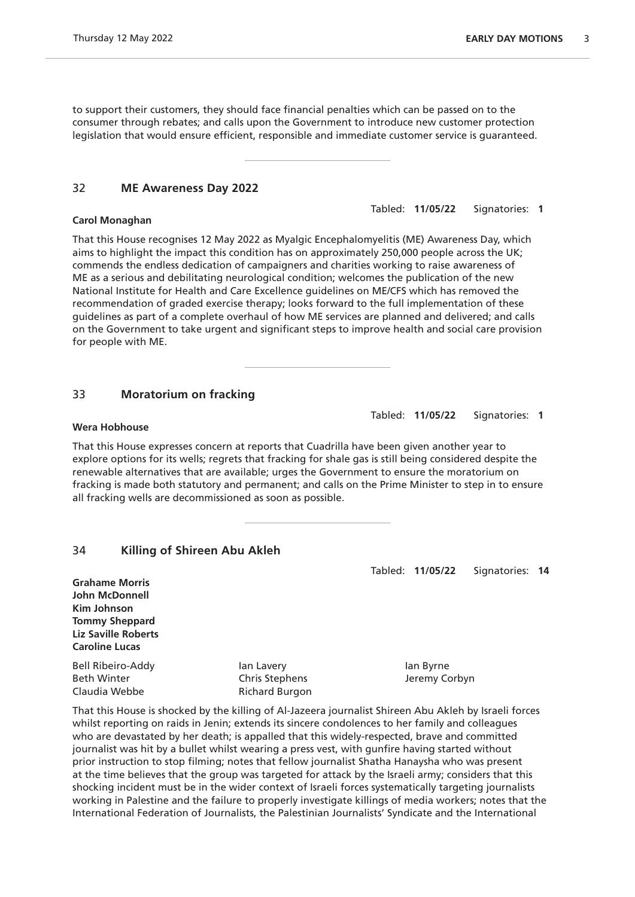to support their customers, they should face financial penalties which can be passed on to the consumer through rebates; and calls upon the Government to introduce new customer protection legislation that would ensure efficient, responsible and immediate customer service is guaranteed.

---

## 32 ME Awareness Day 2022

Tabled: **11/05/22** Signatories: **1**

**Carol Monaghan**

That this House recognises 12 May 2022 as Myalgic Encephalomyelitis (ME) Awareness Day, which aims to highlight the impact this condition has on approximately 250,000 people across the UK; commends the endless dedication of campaigners and charities working to raise awareness of ME as a serious and debilitating neurological condition; welcomes the publication of the new National Institute for Health and Care Excellence guidelines on ME/CFS which has removed the recommendation of graded exercise therapy; looks forward to the full implementation of these guidelines as part of a complete overhaul of how ME services are planned and delivered; and calls on the Government to take urgent and significant steps to improve health and social care provision for people with ME.

---

## 33 Moratorium on fracking

Tabled: **11/05/22** Signatories: **1**

**Wera Hobhouse**

That this House expresses concern at reports that Cuadrilla have been given another year to explore options for its wells; regrets that fracking for shale gas is still being considered despite the renewable alternatives that are available; urges the Government to ensure the moratorium on fracking is made both statutory and permanent; and calls on the Prime Minister to step in to ensure all fracking wells are decommissioned as soon as possible.

---

## 34 Killing of Shireen Abu Akleh

Tabled: **11/05/22** Signatories: **14**

**Grahame Morris**
**John McDonnell**
**Kim Johnson**
**Tommy Sheppard**
**Liz Saville Roberts**
**Caroline Lucas**

Bell Ribeiro-Addy
Beth Winter
Claudia Webbe
Ian Lavery
Chris Stephens
Richard Burgon
Ian Byrne
Jeremy Corbyn

That this House is shocked by the killing of Al-Jazeera journalist Shireen Abu Akleh by Israeli forces whilst reporting on raids in Jenin; extends its sincere condolences to her family and colleagues who are devastated by her death; is appalled that this widely-respected, brave and committed journalist was hit by a bullet whilst wearing a press vest, with gunfire having started without prior instruction to stop filming; notes that fellow journalist Shatha Hanaysha who was present at the time believes that the group was targeted for attack by the Israeli army; considers that this shocking incident must be in the wider context of Israeli forces systematically targeting journalists working in Palestine and the failure to properly investigate killings of media workers; notes that the International Federation of Journalists, the Palestinian Journalists' Syndicate and the International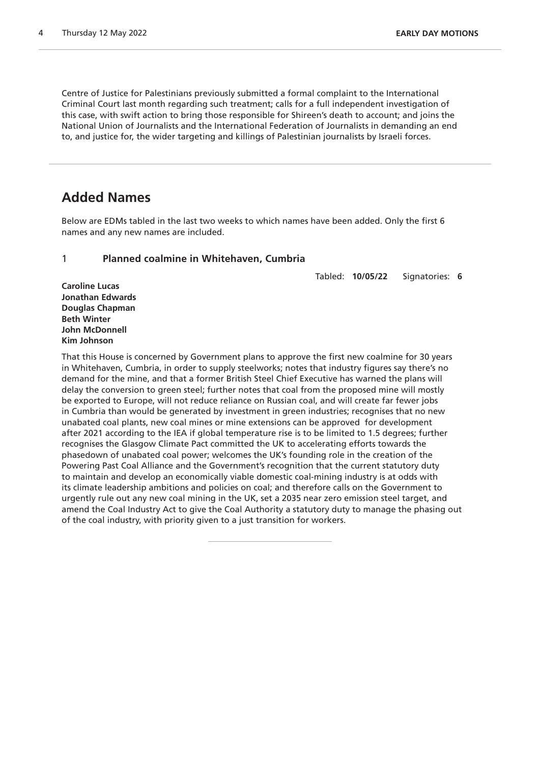Centre of Justice for Palestinians previously submitted a formal complaint to the International Criminal Court last month regarding such treatment; calls for a full independent investigation of this case, with swift action to bring those responsible for Shireen's death to account; and joins the National Union of Journalists and the International Federation of Journalists in demanding an end to, and justice for, the wider targeting and killings of Palestinian journalists by Israeli forces.

## Added Names

Below are EDMs tabled in the last two weeks to which names have been added. Only the first 6 names and any new names are included.

### 1 Planned coalmine in Whitehaven, Cumbria

Tabled: **10/05/22** Signatories: **6**

**Caroline Lucas**
**Jonathan Edwards**
**Douglas Chapman**
**Beth Winter**
**John McDonnell**
**Kim Johnson**

That this House is concerned by Government plans to approve the first new coalmine for 30 years in Whitehaven, Cumbria, in order to supply steelworks; notes that industry figures say there's no demand for the mine, and that a former British Steel Chief Executive has warned the plans will delay the conversion to green steel; further notes that coal from the proposed mine will mostly be exported to Europe, will not reduce reliance on Russian coal, and will create far fewer jobs in Cumbria than would be generated by investment in green industries; recognises that no new unabated coal plants, new coal mines or mine extensions can be approved for development after 2021 according to the IEA if global temperature rise is to be limited to 1.5 degrees; further recognises the Glasgow Climate Pact committed the UK to accelerating efforts towards the phasedown of unabated coal power; welcomes the UK's founding role in the creation of the Powering Past Coal Alliance and the Government's recognition that the current statutory duty to maintain and develop an economically viable domestic coal-mining industry is at odds with its climate leadership ambitions and policies on coal; and therefore calls on the Government to urgently rule out any new coal mining in the UK, set a 2035 near zero emission steel target, and amend the Coal Industry Act to give the Coal Authority a statutory duty to manage the phasing out of the coal industry, with priority given to a just transition for workers.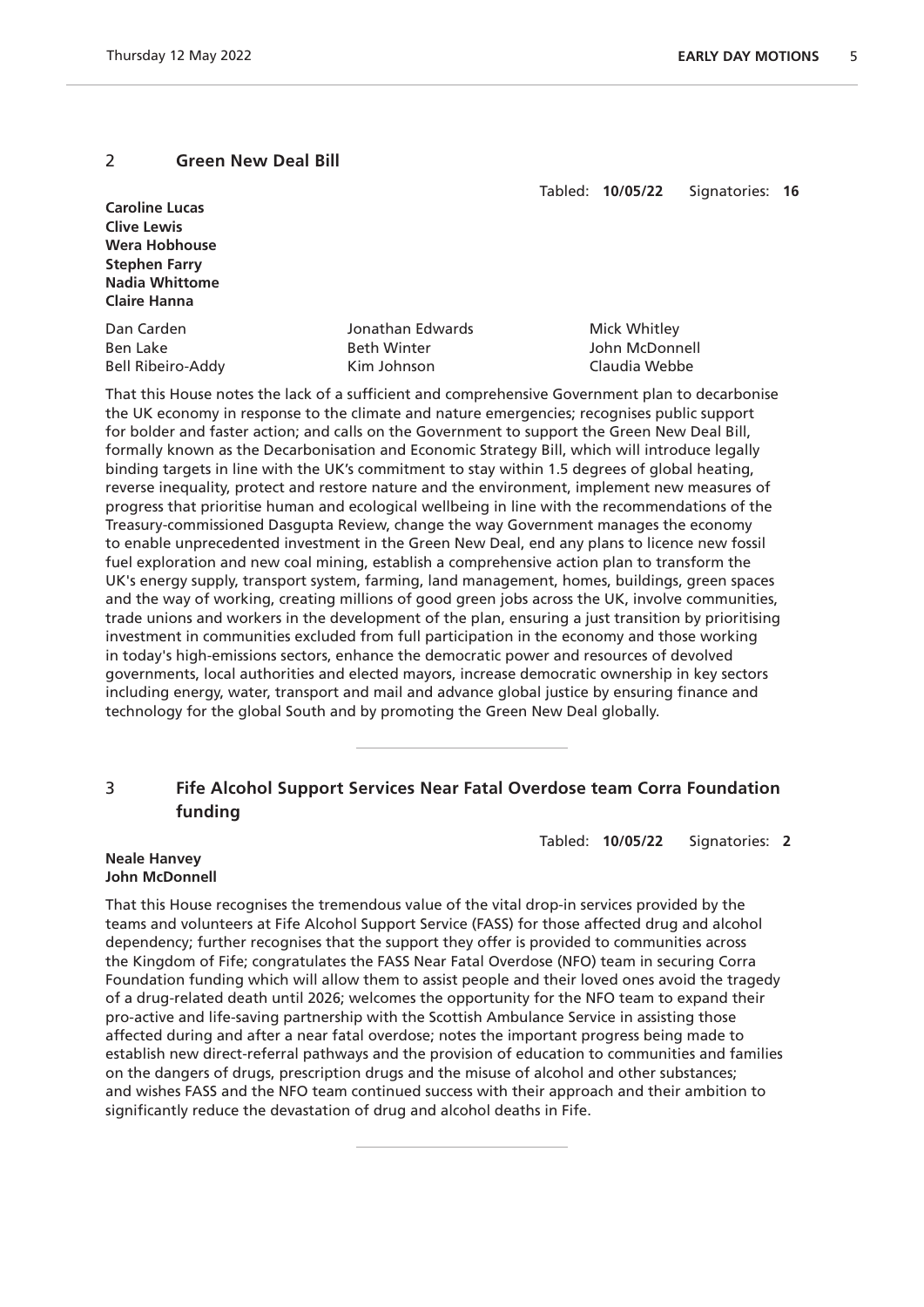## 2 **Green New Deal Bill**

Tabled: **10/05/22** Signatories: **16**

**Caroline Lucas**
**Clive Lewis**
**Wera Hobhouse**
**Stephen Farry**
**Nadia Whittome**
**Claire Hanna**

Dan Carden
Ben Lake
Bell Ribeiro-Addy
Jonathan Edwards
Beth Winter
Kim Johnson
Mick Whitley
John McDonnell
Claudia Webbe

That this House notes the lack of a sufficient and comprehensive Government plan to decarbonise the UK economy in response to the climate and nature emergencies; recognises public support for bolder and faster action; and calls on the Government to support the Green New Deal Bill, formally known as the Decarbonisation and Economic Strategy Bill, which will introduce legally binding targets in line with the UK's commitment to stay within 1.5 degrees of global heating, reverse inequality, protect and restore nature and the environment, implement new measures of progress that prioritise human and ecological wellbeing in line with the recommendations of the Treasury-commissioned Dasgupta Review, change the way Government manages the economy to enable unprecedented investment in the Green New Deal, end any plans to licence new fossil fuel exploration and new coal mining, establish a comprehensive action plan to transform the UK's energy supply, transport system, farming, land management, homes, buildings, green spaces and the way of working, creating millions of good green jobs across the UK, involve communities, trade unions and workers in the development of the plan, ensuring a just transition by prioritising investment in communities excluded from full participation in the economy and those working in today's high-emissions sectors, enhance the democratic power and resources of devolved governments, local authorities and elected mayors, increase democratic ownership in key sectors including energy, water, transport and mail and advance global justice by ensuring finance and technology for the global South and by promoting the Green New Deal globally.

---

## 3 **Fife Alcohol Support Services Near Fatal Overdose team Corra Foundation funding**

Tabled: **10/05/22** Signatories: **2**

**Neale Hanvey**
**John McDonnell**

That this House recognises the tremendous value of the vital drop-in services provided by the teams and volunteers at Fife Alcohol Support Service (FASS) for those affected drug and alcohol dependency; further recognises that the support they offer is provided to communities across the Kingdom of Fife; congratulates the FASS Near Fatal Overdose (NFO) team in securing Corra Foundation funding which will allow them to assist people and their loved ones avoid the tragedy of a drug-related death until 2026; welcomes the opportunity for the NFO team to expand their pro-active and life-saving partnership with the Scottish Ambulance Service in assisting those affected during and after a near fatal overdose; notes the important progress being made to establish new direct-referral pathways and the provision of education to communities and families on the dangers of drugs, prescription drugs and the misuse of alcohol and other substances; and wishes FASS and the NFO team continued success with their approach and their ambition to significantly reduce the devastation of drug and alcohol deaths in Fife.

---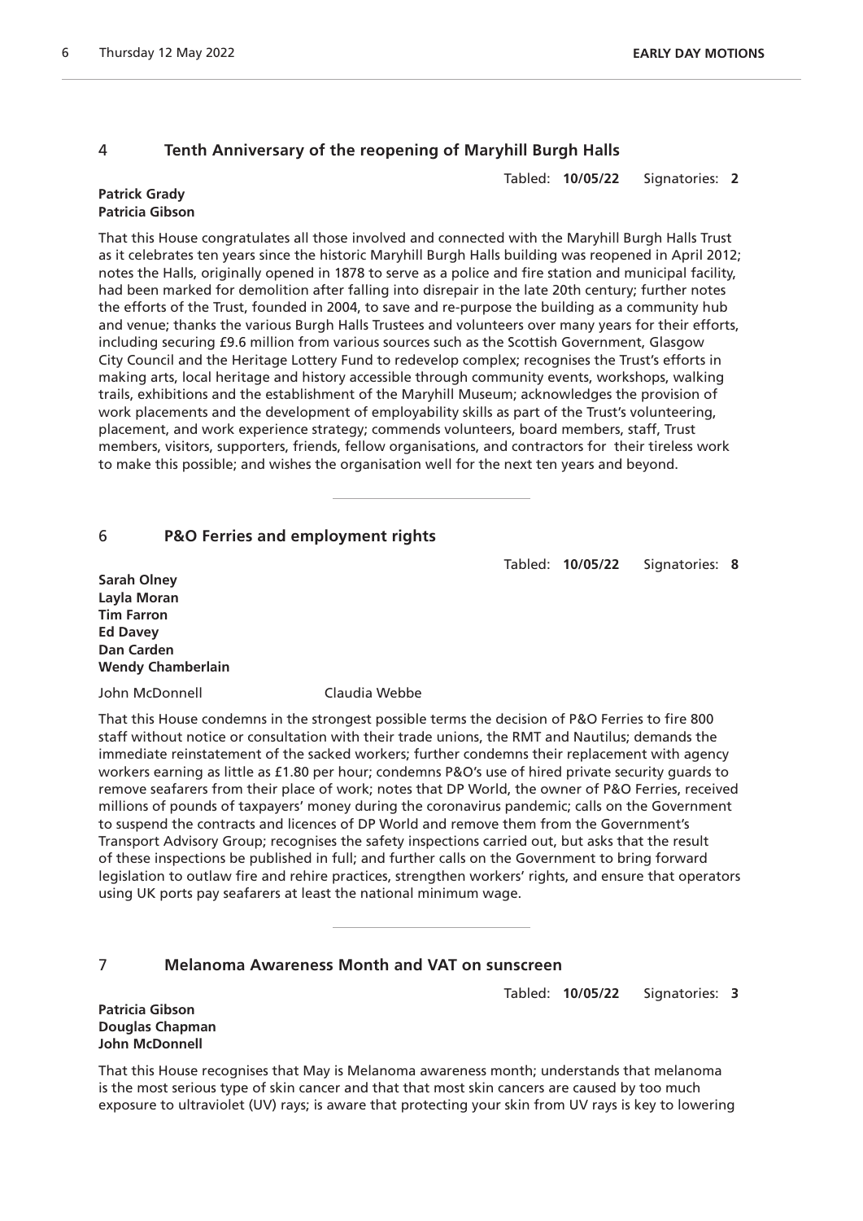## 4 Tenth Anniversary of the reopening of Maryhill Burgh Halls

Tabled: **10/05/22** Signatories: **2**

**Patrick Grady**
**Patricia Gibson**

That this House congratulates all those involved and connected with the Maryhill Burgh Halls Trust as it celebrates ten years since the historic Maryhill Burgh Halls building was reopened in April 2012; notes the Halls, originally opened in 1878 to serve as a police and fire station and municipal facility, had been marked for demolition after falling into disrepair in the late 20th century; further notes the efforts of the Trust, founded in 2004, to save and re-purpose the building as a community hub and venue; thanks the various Burgh Halls Trustees and volunteers over many years for their efforts, including securing £9.6 million from various sources such as the Scottish Government, Glasgow City Council and the Heritage Lottery Fund to redevelop complex; recognises the Trust's efforts in making arts, local heritage and history accessible through community events, workshops, walking trails, exhibitions and the establishment of the Maryhill Museum; acknowledges the provision of work placements and the development of employability skills as part of the Trust's volunteering, placement, and work experience strategy; commends volunteers, board members, staff, Trust members, visitors, supporters, friends, fellow organisations, and contractors for their tireless work to make this possible; and wishes the organisation well for the next ten years and beyond.

## 6 P&O Ferries and employment rights

Tabled: **10/05/22** Signatories: **8**

**Sarah Olney**
**Layla Moran**
**Tim Farron**
**Ed Davey**
**Dan Carden**
**Wendy Chamberlain**

John McDonnell Claudia Webbe

That this House condemns in the strongest possible terms the decision of P&O Ferries to fire 800 staff without notice or consultation with their trade unions, the RMT and Nautilus; demands the immediate reinstatement of the sacked workers; further condemns their replacement with agency workers earning as little as £1.80 per hour; condemns P&O's use of hired private security guards to remove seafarers from their place of work; notes that DP World, the owner of P&O Ferries, received millions of pounds of taxpayers' money during the coronavirus pandemic; calls on the Government to suspend the contracts and licences of DP World and remove them from the Government's Transport Advisory Group; recognises the safety inspections carried out, but asks that the result of these inspections be published in full; and further calls on the Government to bring forward legislation to outlaw fire and rehire practices, strengthen workers' rights, and ensure that operators using UK ports pay seafarers at least the national minimum wage.

## 7 Melanoma Awareness Month and VAT on sunscreen

Tabled: **10/05/22** Signatories: **3**

**Patricia Gibson**
**Douglas Chapman**
**John McDonnell**

That this House recognises that May is Melanoma awareness month; understands that melanoma is the most serious type of skin cancer and that that most skin cancers are caused by too much exposure to ultraviolet (UV) rays; is aware that protecting your skin from UV rays is key to lowering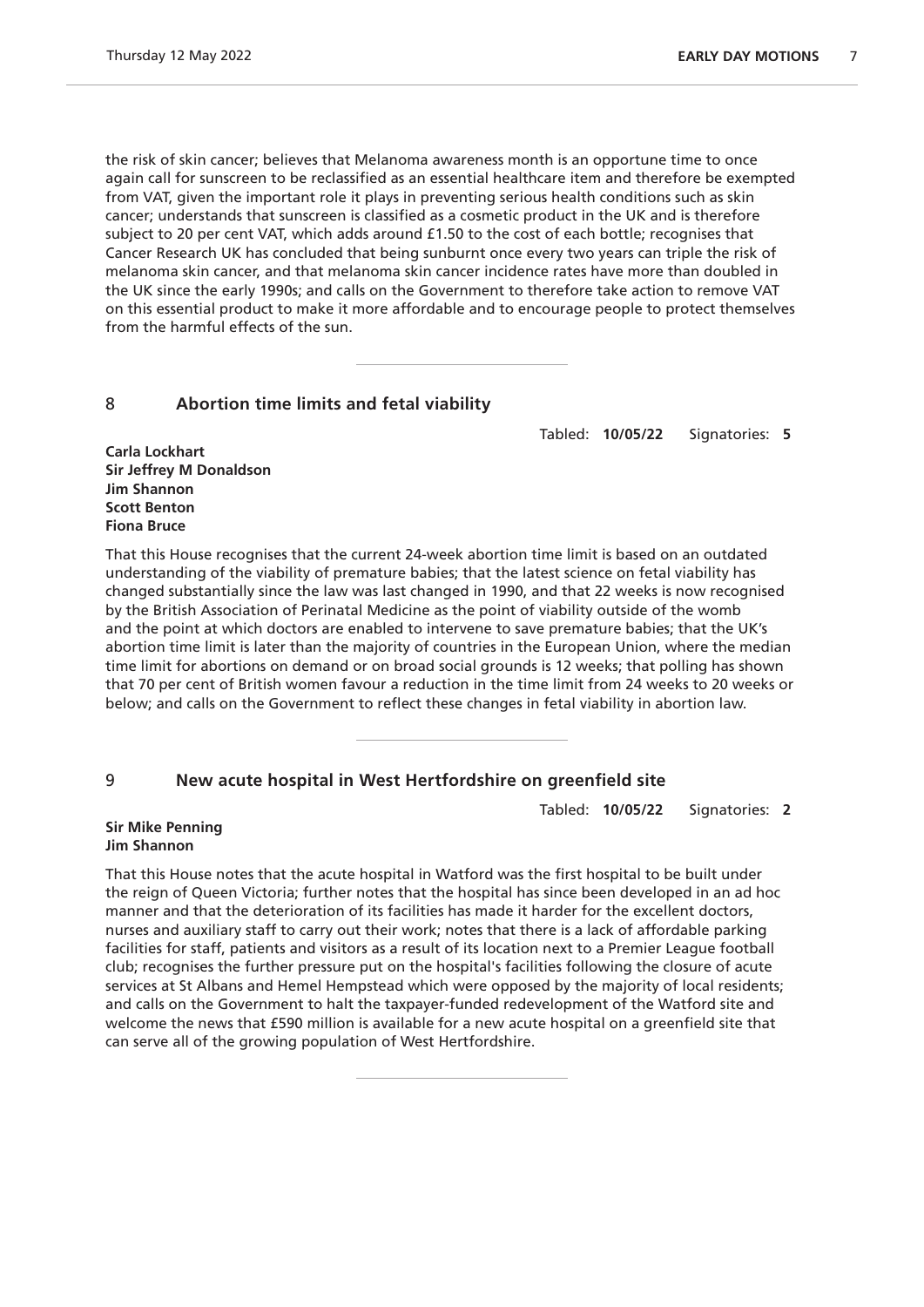the risk of skin cancer; believes that Melanoma awareness month is an opportune time to once again call for sunscreen to be reclassified as an essential healthcare item and therefore be exempted from VAT, given the important role it plays in preventing serious health conditions such as skin cancer; understands that sunscreen is classified as a cosmetic product in the UK and is therefore subject to 20 per cent VAT, which adds around £1.50 to the cost of each bottle; recognises that Cancer Research UK has concluded that being sunburnt once every two years can triple the risk of melanoma skin cancer, and that melanoma skin cancer incidence rates have more than doubled in the UK since the early 1990s; and calls on the Government to therefore take action to remove VAT on this essential product to make it more affordable and to encourage people to protect themselves from the harmful effects of the sun.

---

## 8 Abortion time limits and fetal viability

Tabled: **10/05/22** Signatories: **5**

**Carla Lockhart**
**Sir Jeffrey M Donaldson**
**Jim Shannon**
**Scott Benton**
**Fiona Bruce**

That this House recognises that the current 24-week abortion time limit is based on an outdated understanding of the viability of premature babies; that the latest science on fetal viability has changed substantially since the law was last changed in 1990, and that 22 weeks is now recognised by the British Association of Perinatal Medicine as the point of viability outside of the womb and the point at which doctors are enabled to intervene to save premature babies; that the UK's abortion time limit is later than the majority of countries in the European Union, where the median time limit for abortions on demand or on broad social grounds is 12 weeks; that polling has shown that 70 per cent of British women favour a reduction in the time limit from 24 weeks to 20 weeks or below; and calls on the Government to reflect these changes in fetal viability in abortion law.

---

## 9 New acute hospital in West Hertfordshire on greenfield site

Tabled: **10/05/22** Signatories: **2**

**Sir Mike Penning**
**Jim Shannon**

That this House notes that the acute hospital in Watford was the first hospital to be built under the reign of Queen Victoria; further notes that the hospital has since been developed in an ad hoc manner and that the deterioration of its facilities has made it harder for the excellent doctors, nurses and auxiliary staff to carry out their work; notes that there is a lack of affordable parking facilities for staff, patients and visitors as a result of its location next to a Premier League football club; recognises the further pressure put on the hospital's facilities following the closure of acute services at St Albans and Hemel Hempstead which were opposed by the majority of local residents; and calls on the Government to halt the taxpayer-funded redevelopment of the Watford site and welcome the news that £590 million is available for a new acute hospital on a greenfield site that can serve all of the growing population of West Hertfordshire.

---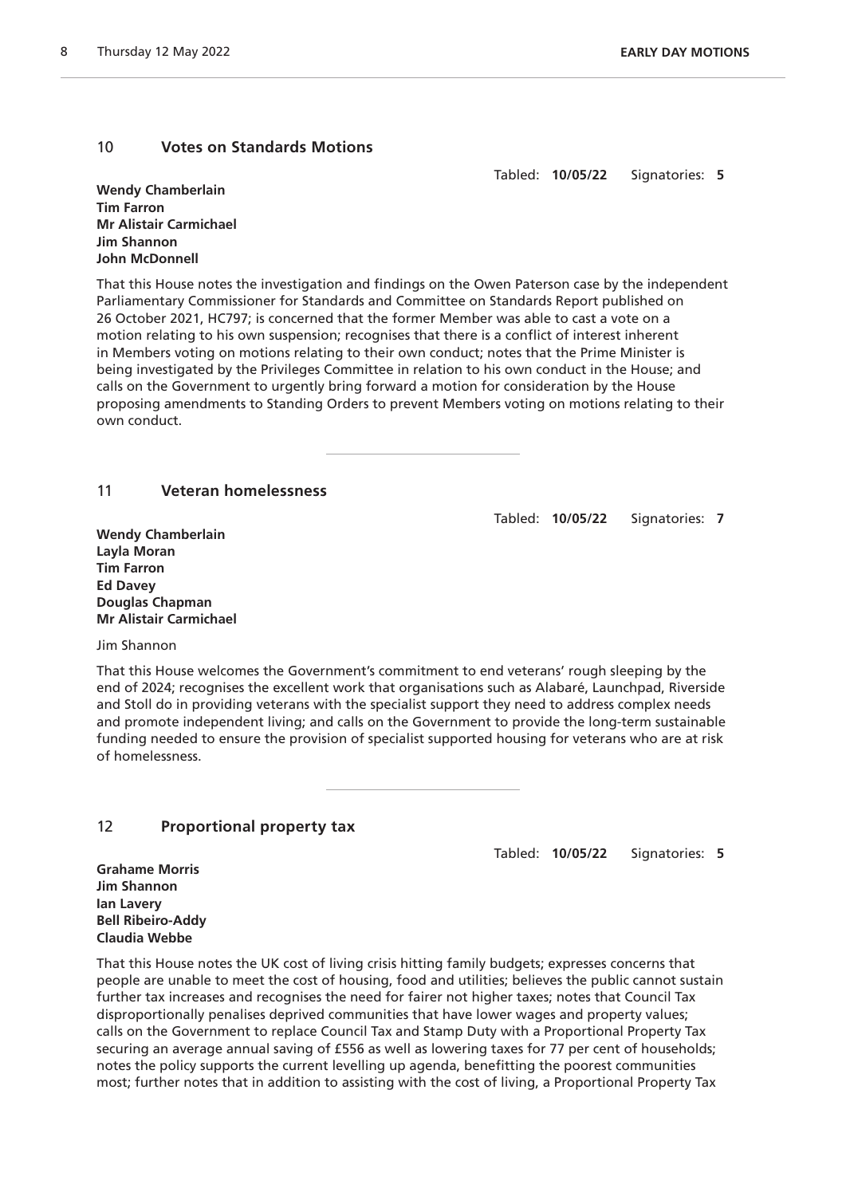## 10 Votes on Standards Motions

Tabled: **10/05/22** Signatories: **5**

**Wendy Chamberlain**
**Tim Farron**
**Mr Alistair Carmichael**
**Jim Shannon**
**John McDonnell**

That this House notes the investigation and findings on the Owen Paterson case by the independent Parliamentary Commissioner for Standards and Committee on Standards Report published on 26 October 2021, HC797; is concerned that the former Member was able to cast a vote on a motion relating to his own suspension; recognises that there is a conflict of interest inherent in Members voting on motions relating to their own conduct; notes that the Prime Minister is being investigated by the Privileges Committee in relation to his own conduct in the House; and calls on the Government to urgently bring forward a motion for consideration by the House proposing amendments to Standing Orders to prevent Members voting on motions relating to their own conduct.

---

## 11 Veteran homelessness

Tabled: **10/05/22** Signatories: **7**

**Wendy Chamberlain**
**Layla Moran**
**Tim Farron**
**Ed Davey**
**Douglas Chapman**
**Mr Alistair Carmichael**

Jim Shannon

That this House welcomes the Government's commitment to end veterans' rough sleeping by the end of 2024; recognises the excellent work that organisations such as Alabaré, Launchpad, Riverside and Stoll do in providing veterans with the specialist support they need to address complex needs and promote independent living; and calls on the Government to provide the long-term sustainable funding needed to ensure the provision of specialist supported housing for veterans who are at risk of homelessness.

---

## 12 Proportional property tax

Tabled: **10/05/22** Signatories: **5**

**Grahame Morris**
**Jim Shannon**
**Ian Lavery**
**Bell Ribeiro-Addy**
**Claudia Webbe**

That this House notes the UK cost of living crisis hitting family budgets; expresses concerns that people are unable to meet the cost of housing, food and utilities; believes the public cannot sustain further tax increases and recognises the need for fairer not higher taxes; notes that Council Tax disproportionally penalises deprived communities that have lower wages and property values; calls on the Government to replace Council Tax and Stamp Duty with a Proportional Property Tax securing an average annual saving of £556 as well as lowering taxes for 77 per cent of households; notes the policy supports the current levelling up agenda, benefitting the poorest communities most; further notes that in addition to assisting with the cost of living, a Proportional Property Tax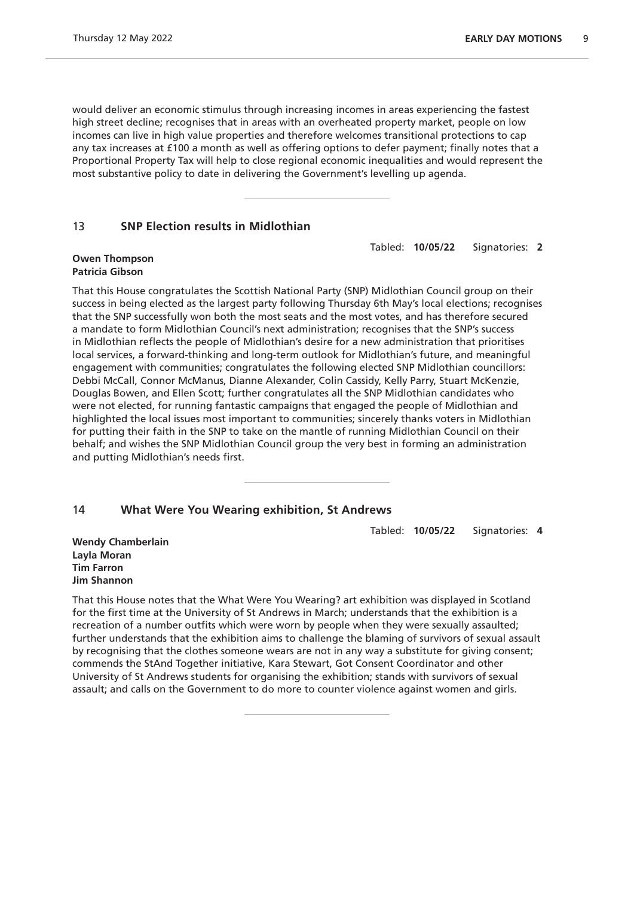would deliver an economic stimulus through increasing incomes in areas experiencing the fastest high street decline; recognises that in areas with an overheated property market, people on low incomes can live in high value properties and therefore welcomes transitional protections to cap any tax increases at £100 a month as well as offering options to defer payment; finally notes that a Proportional Property Tax will help to close regional economic inequalities and would represent the most substantive policy to date in delivering the Government's levelling up agenda.

---

## 13 SNP Election results in Midlothian

Tabled: **10/05/22** Signatories: **2**

**Owen Thompson**
**Patricia Gibson**

That this House congratulates the Scottish National Party (SNP) Midlothian Council group on their success in being elected as the largest party following Thursday 6th May's local elections; recognises that the SNP successfully won both the most seats and the most votes, and has therefore secured a mandate to form Midlothian Council's next administration; recognises that the SNP's success in Midlothian reflects the people of Midlothian's desire for a new administration that prioritises local services, a forward-thinking and long-term outlook for Midlothian's future, and meaningful engagement with communities; congratulates the following elected SNP Midlothian councillors: Debbi McCall, Connor McManus, Dianne Alexander, Colin Cassidy, Kelly Parry, Stuart McKenzie, Douglas Bowen, and Ellen Scott; further congratulates all the SNP Midlothian candidates who were not elected, for running fantastic campaigns that engaged the people of Midlothian and highlighted the local issues most important to communities; sincerely thanks voters in Midlothian for putting their faith in the SNP to take on the mantle of running Midlothian Council on their behalf; and wishes the SNP Midlothian Council group the very best in forming an administration and putting Midlothian's needs first.

---

## 14 What Were You Wearing exhibition, St Andrews

Tabled: **10/05/22** Signatories: **4**

**Wendy Chamberlain**
**Layla Moran**
**Tim Farron**
**Jim Shannon**

That this House notes that the What Were You Wearing? art exhibition was displayed in Scotland for the first time at the University of St Andrews in March; understands that the exhibition is a recreation of a number outfits which were worn by people when they were sexually assaulted; further understands that the exhibition aims to challenge the blaming of survivors of sexual assault by recognising that the clothes someone wears are not in any way a substitute for giving consent; commends the StAnd Together initiative, Kara Stewart, Got Consent Coordinator and other University of St Andrews students for organising the exhibition; stands with survivors of sexual assault; and calls on the Government to do more to counter violence against women and girls.

---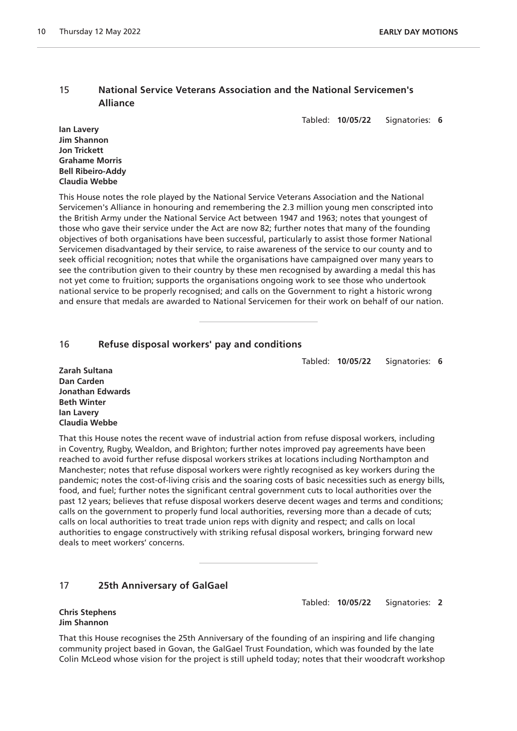## 15 National Service Veterans Association and the National Servicemen's Alliance

Tabled: **10/05/22** Signatories: **6**

**Ian Lavery**
**Jim Shannon**
**Jon Trickett**
**Grahame Morris**
**Bell Ribeiro-Addy**
**Claudia Webbe**

This House notes the role played by the National Service Veterans Association and the National Servicemen's Alliance in honouring and remembering the 2.3 million young men conscripted into the British Army under the National Service Act between 1947 and 1963; notes that youngest of those who gave their service under the Act are now 82; further notes that many of the founding objectives of both organisations have been successful, particularly to assist those former National Servicemen disadvantaged by their service, to raise awareness of the service to our county and to seek official recognition; notes that while the organisations have campaigned over many years to see the contribution given to their country by these men recognised by awarding a medal this has not yet come to fruition; supports the organisations ongoing work to see those who undertook national service to be properly recognised; and calls on the Government to right a historic wrong and ensure that medals are awarded to National Servicemen for their work on behalf of our nation.

---

## 16 Refuse disposal workers' pay and conditions

Tabled: **10/05/22** Signatories: **6**

**Zarah Sultana**
**Dan Carden**
**Jonathan Edwards**
**Beth Winter**
**Ian Lavery**
**Claudia Webbe**

That this House notes the recent wave of industrial action from refuse disposal workers, including in Coventry, Rugby, Wealdon, and Brighton; further notes improved pay agreements have been reached to avoid further refuse disposal workers strikes at locations including Northampton and Manchester; notes that refuse disposal workers were rightly recognised as key workers during the pandemic; notes the cost-of-living crisis and the soaring costs of basic necessities such as energy bills, food, and fuel; further notes the significant central government cuts to local authorities over the past 12 years; believes that refuse disposal workers deserve decent wages and terms and conditions; calls on the government to properly fund local authorities, reversing more than a decade of cuts; calls on local authorities to treat trade union reps with dignity and respect; and calls on local authorities to engage constructively with striking refusal disposal workers, bringing forward new deals to meet workers' concerns.

---

## 17 25th Anniversary of GalGael

Tabled: **10/05/22** Signatories: **2**

**Chris Stephens**
**Jim Shannon**

That this House recognises the 25th Anniversary of the founding of an inspiring and life changing community project based in Govan, the GalGael Trust Foundation, which was founded by the late Colin McLeod whose vision for the project is still upheld today; notes that their woodcraft workshop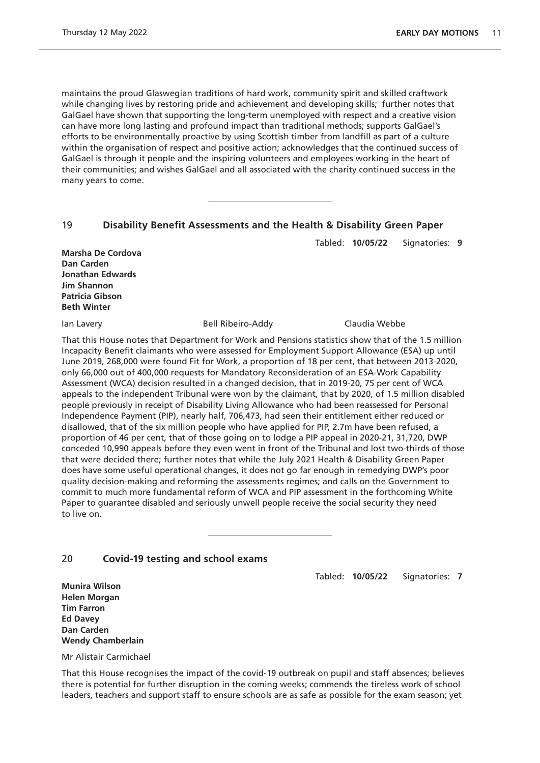maintains the proud Glaswegian traditions of hard work, community spirit and skilled craftwork while changing lives by restoring pride and achievement and developing skills; further notes that GalGael have shown that supporting the long-term unemployed with respect and a creative vision can have more long lasting and profound impact than traditional methods; supports GalGael's efforts to be environmentally proactive by using Scottish timber from landfill as part of a culture within the organisation of respect and positive action; acknowledges that the continued success of GalGael is through it people and the inspiring volunteers and employees working in the heart of their communities; and wishes GalGael and all associated with the charity continued success in the many years to come.

---

## 19 Disability Benefit Assessments and the Health & Disability Green Paper

Tabled: **10/05/22** Signatories: **9**

**Marsha De Cordova**
**Dan Carden**
**Jonathan Edwards**
**Jim Shannon**
**Patricia Gibson**
**Beth Winter**

Ian Lavery    Bell Ribeiro-Addy    Claudia Webbe

That this House notes that Department for Work and Pensions statistics show that of the 1.5 million Incapacity Benefit claimants who were assessed for Employment Support Allowance (ESA) up until June 2019, 268,000 were found Fit for Work, a proportion of 18 per cent, that between 2013-2020, only 66,000 out of 400,000 requests for Mandatory Reconsideration of an ESA-Work Capability Assessment (WCA) decision resulted in a changed decision, that in 2019-20, 75 per cent of WCA appeals to the independent Tribunal were won by the claimant, that by 2020, of 1.5 million disabled people previously in receipt of Disability Living Allowance who had been reassessed for Personal Independence Payment (PIP), nearly half, 706,473, had seen their entitlement either reduced or disallowed, that of the six million people who have applied for PIP, 2.7m have been refused, a proportion of 46 per cent, that of those going on to lodge a PIP appeal in 2020-21, 31,720, DWP conceded 10,990 appeals before they even went in front of the Tribunal and lost two-thirds of those that were decided there; further notes that while the July 2021 Health & Disability Green Paper does have some useful operational changes, it does not go far enough in remedying DWP's poor quality decision-making and reforming the assessments regimes; and calls on the Government to commit to much more fundamental reform of WCA and PIP assessment in the forthcoming White Paper to guarantee disabled and seriously unwell people receive the social security they need to live on.

---

## 20 Covid-19 testing and school exams

Tabled: **10/05/22** Signatories: **7**

**Munira Wilson**
**Helen Morgan**
**Tim Farron**
**Ed Davey**
**Dan Carden**
**Wendy Chamberlain**

Mr Alistair Carmichael

That this House recognises the impact of the covid-19 outbreak on pupil and staff absences; believes there is potential for further disruption in the coming weeks; commends the tireless work of school leaders, teachers and support staff to ensure schools are as safe as possible for the exam season; yet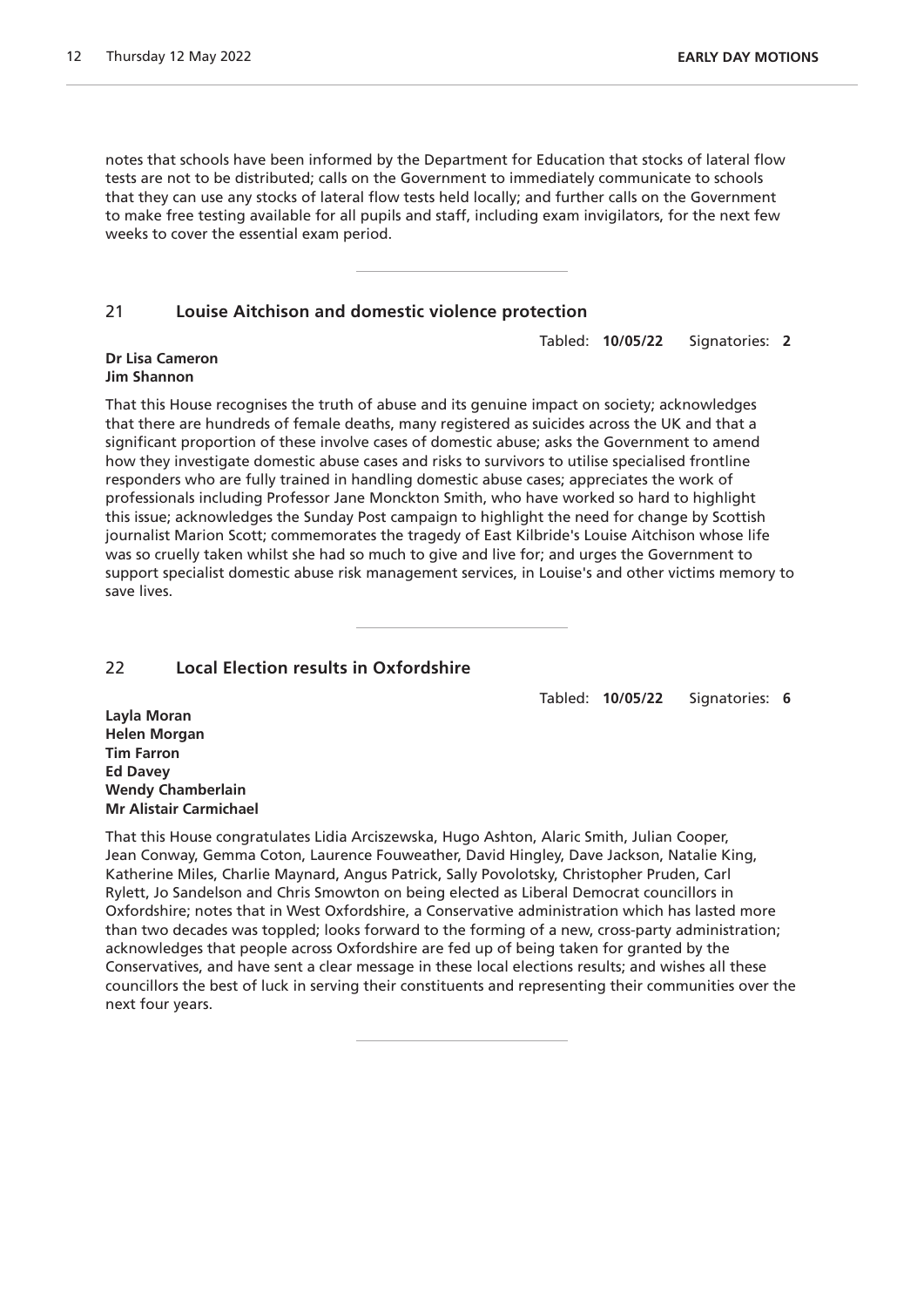notes that schools have been informed by the Department for Education that stocks of lateral flow tests are not to be distributed; calls on the Government to immediately communicate to schools that they can use any stocks of lateral flow tests held locally; and further calls on the Government to make free testing available for all pupils and staff, including exam invigilators, for the next few weeks to cover the essential exam period.

---

## 21 Louise Aitchison and domestic violence protection

Tabled: **10/05/22** Signatories: **2**

**Dr Lisa Cameron**
**Jim Shannon**

That this House recognises the truth of abuse and its genuine impact on society; acknowledges that there are hundreds of female deaths, many registered as suicides across the UK and that a significant proportion of these involve cases of domestic abuse; asks the Government to amend how they investigate domestic abuse cases and risks to survivors to utilise specialised frontline responders who are fully trained in handling domestic abuse cases; appreciates the work of professionals including Professor Jane Monckton Smith, who have worked so hard to highlight this issue; acknowledges the Sunday Post campaign to highlight the need for change by Scottish journalist Marion Scott; commemorates the tragedy of East Kilbride's Louise Aitchison whose life was so cruelly taken whilst she had so much to give and live for; and urges the Government to support specialist domestic abuse risk management services, in Louise's and other victims memory to save lives.

---

## 22 Local Election results in Oxfordshire

Tabled: **10/05/22** Signatories: **6**

**Layla Moran**
**Helen Morgan**
**Tim Farron**
**Ed Davey**
**Wendy Chamberlain**
**Mr Alistair Carmichael**

That this House congratulates Lidia Arciszewska, Hugo Ashton, Alaric Smith, Julian Cooper, Jean Conway, Gemma Coton, Laurence Fouweather, David Hingley, Dave Jackson, Natalie King, Katherine Miles, Charlie Maynard, Angus Patrick, Sally Povolotsky, Christopher Pruden, Carl Rylett, Jo Sandelson and Chris Smowton on being elected as Liberal Democrat councillors in Oxfordshire; notes that in West Oxfordshire, a Conservative administration which has lasted more than two decades was toppled; looks forward to the forming of a new, cross-party administration; acknowledges that people across Oxfordshire are fed up of being taken for granted by the Conservatives, and have sent a clear message in these local elections results; and wishes all these councillors the best of luck in serving their constituents and representing their communities over the next four years.

---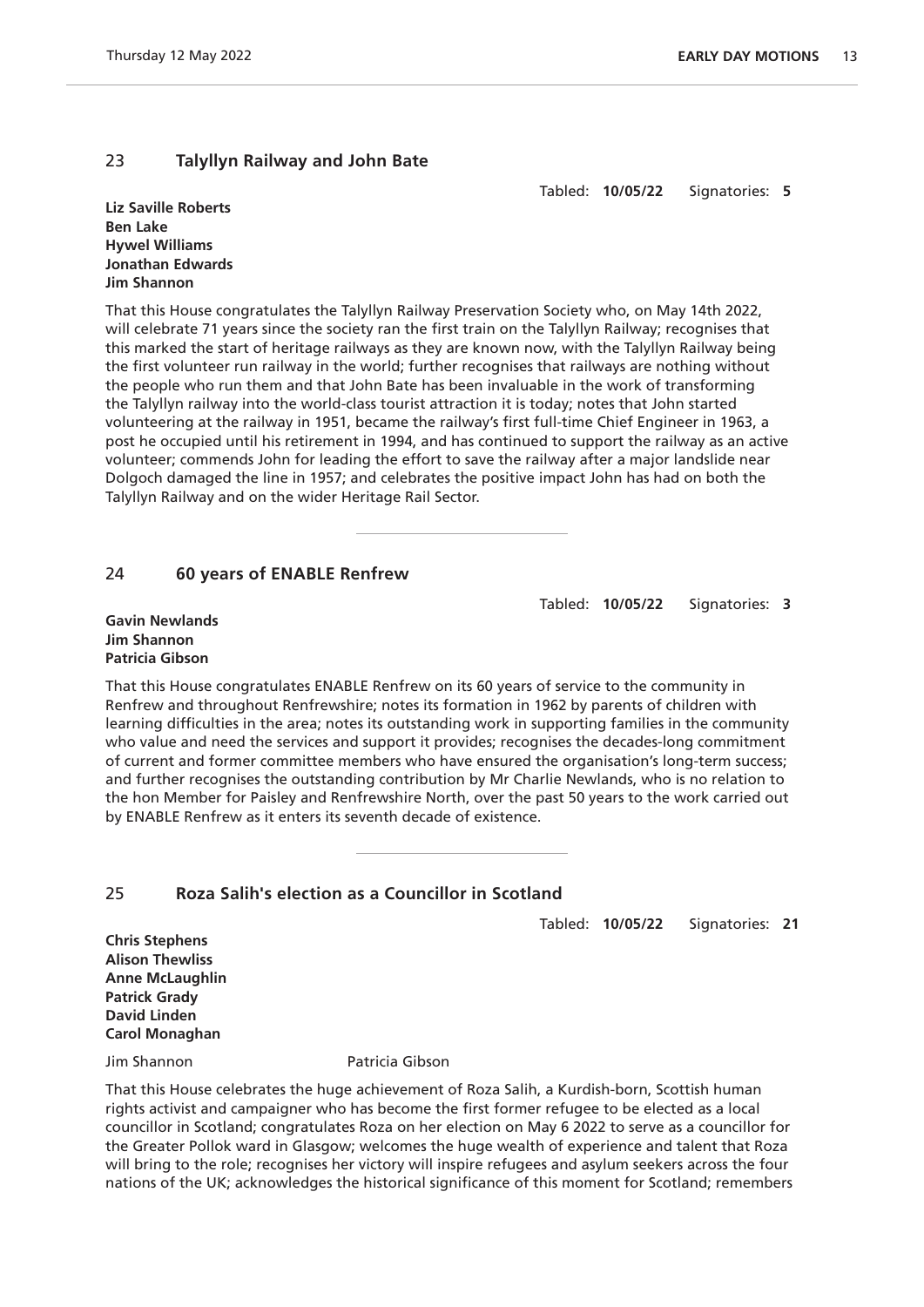## 23 Talyllyn Railway and John Bate

Tabled: **10/05/22** Signatories: **5**

**Liz Saville Roberts**
**Ben Lake**
**Hywel Williams**
**Jonathan Edwards**
**Jim Shannon**

That this House congratulates the Talyllyn Railway Preservation Society who, on May 14th 2022, will celebrate 71 years since the society ran the first train on the Talyllyn Railway; recognises that this marked the start of heritage railways as they are known now, with the Talyllyn Railway being the first volunteer run railway in the world; further recognises that railways are nothing without the people who run them and that John Bate has been invaluable in the work of transforming the Talyllyn railway into the world-class tourist attraction it is today; notes that John started volunteering at the railway in 1951, became the railway's first full-time Chief Engineer in 1963, a post he occupied until his retirement in 1994, and has continued to support the railway as an active volunteer; commends John for leading the effort to save the railway after a major landslide near Dolgoch damaged the line in 1957; and celebrates the positive impact John has had on both the Talyllyn Railway and on the wider Heritage Rail Sector.

---

## 24 60 years of ENABLE Renfrew

Tabled: **10/05/22** Signatories: **3**

**Gavin Newlands**
**Jim Shannon**
**Patricia Gibson**

That this House congratulates ENABLE Renfrew on its 60 years of service to the community in Renfrew and throughout Renfrewshire; notes its formation in 1962 by parents of children with learning difficulties in the area; notes its outstanding work in supporting families in the community who value and need the services and support it provides; recognises the decades-long commitment of current and former committee members who have ensured the organisation's long-term success; and further recognises the outstanding contribution by Mr Charlie Newlands, who is no relation to the hon Member for Paisley and Renfrewshire North, over the past 50 years to the work carried out by ENABLE Renfrew as it enters its seventh decade of existence.

---

## 25 Roza Salih's election as a Councillor in Scotland

Tabled: **10/05/22** Signatories: **21**

**Chris Stephens**
**Alison Thewliss**
**Anne McLaughlin**
**Patrick Grady**
**David Linden**
**Carol Monaghan**

Jim Shannon Patricia Gibson

That this House celebrates the huge achievement of Roza Salih, a Kurdish-born, Scottish human rights activist and campaigner who has become the first former refugee to be elected as a local councillor in Scotland; congratulates Roza on her election on May 6 2022 to serve as a councillor for the Greater Pollok ward in Glasgow; welcomes the huge wealth of experience and talent that Roza will bring to the role; recognises her victory will inspire refugees and asylum seekers across the four nations of the UK; acknowledges the historical significance of this moment for Scotland; remembers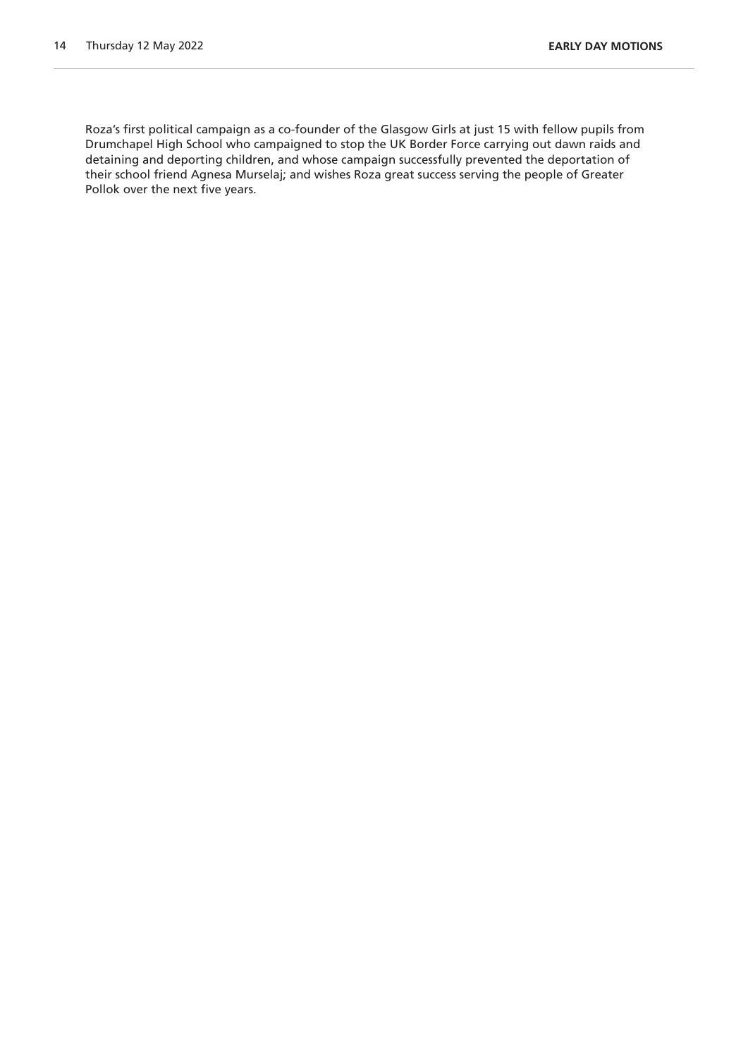Roza's first political campaign as a co-founder of the Glasgow Girls at just 15 with fellow pupils from Drumchapel High School who campaigned to stop the UK Border Force carrying out dawn raids and detaining and deporting children, and whose campaign successfully prevented the deportation of their school friend Agnesa Murselaj; and wishes Roza great success serving the people of Greater Pollok over the next five years.